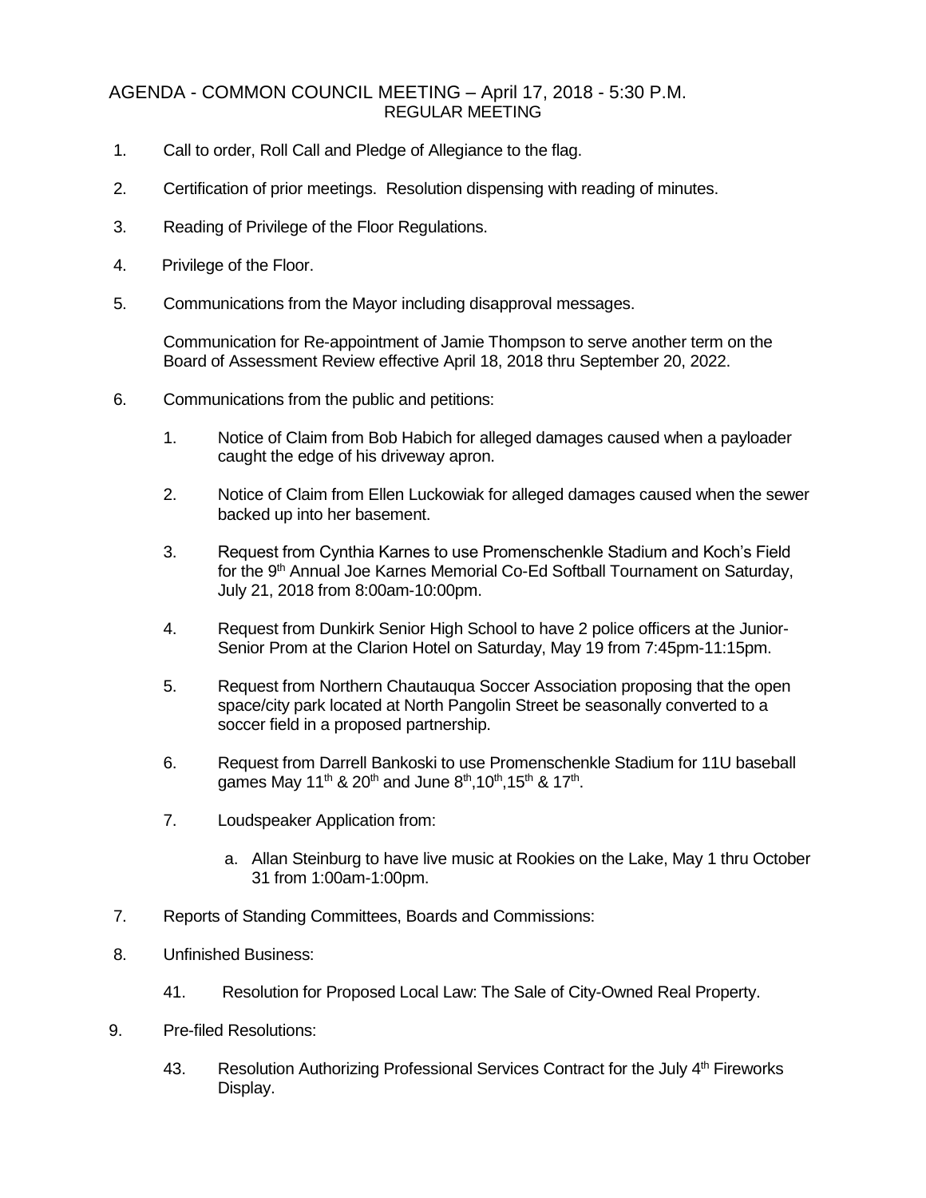# AGENDA - COMMON COUNCIL MEETING – April 17, 2018 - 5:30 P.M.

## REGULAR MEETING

1. Call to order, Roll Call and Pledge of Allegiance to the flag.

2. Certification of prior meetings. Resolution dispensing with reading of minutes.

3. Reading of Privilege of the Floor Regulations.

4. Privilege of the Floor.

5. Communications from the Mayor including disapproval messages.

   Communication for Re-appointment of Jamie Thompson to serve another term on the Board of Assessment Review effective April 18, 2018 thru September 20, 2022.

6. Communications from the public and petitions:

   1. Notice of Claim from Bob Habich for alleged damages caused when a payloader caught the edge of his driveway apron.

   2. Notice of Claim from Ellen Luckowiak for alleged damages caused when the sewer backed up into her basement.

   3. Request from Cynthia Karnes to use Promenschenkle Stadium and Koch's Field for the 9th Annual Joe Karnes Memorial Co-Ed Softball Tournament on Saturday, July 21, 2018 from 8:00am-10:00pm.

   4. Request from Dunkirk Senior High School to have 2 police officers at the Junior-Senior Prom at the Clarion Hotel on Saturday, May 19 from 7:45pm-11:15pm.

   5. Request from Northern Chautauqua Soccer Association proposing that the open space/city park located at North Pangolin Street be seasonally converted to a soccer field in a proposed partnership.

   6. Request from Darrell Bankoski to use Promenschenkle Stadium for 11U baseball games May 11th & 20th and June 8th, 10th, 15th & 17th.

   7. Loudspeaker Application from:

      a. Allan Steinburg to have live music at Rookies on the Lake, May 1 thru October 31 from 1:00am-1:00pm.

7. Reports of Standing Committees, Boards and Commissions:

8. Unfinished Business:

   41. Resolution for Proposed Local Law: The Sale of City-Owned Real Property.

9. Pre-filed Resolutions:

   43. Resolution Authorizing Professional Services Contract for the July 4th Fireworks Display.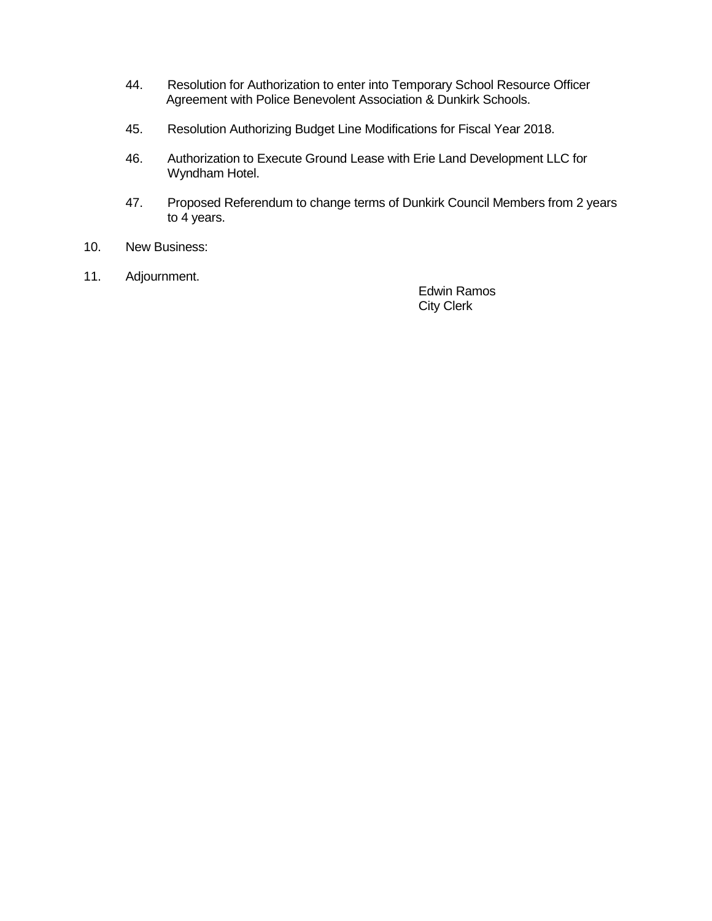44. Resolution for Authorization to enter into Temporary School Resource Officer Agreement with Police Benevolent Association & Dunkirk Schools.

45. Resolution Authorizing Budget Line Modifications for Fiscal Year 2018.

46. Authorization to Execute Ground Lease with Erie Land Development LLC for Wyndham Hotel.

47. Proposed Referendum to change terms of Dunkirk Council Members from 2 years to 4 years.

10. New Business:

11. Adjournment.

Edwin Ramos
City Clerk